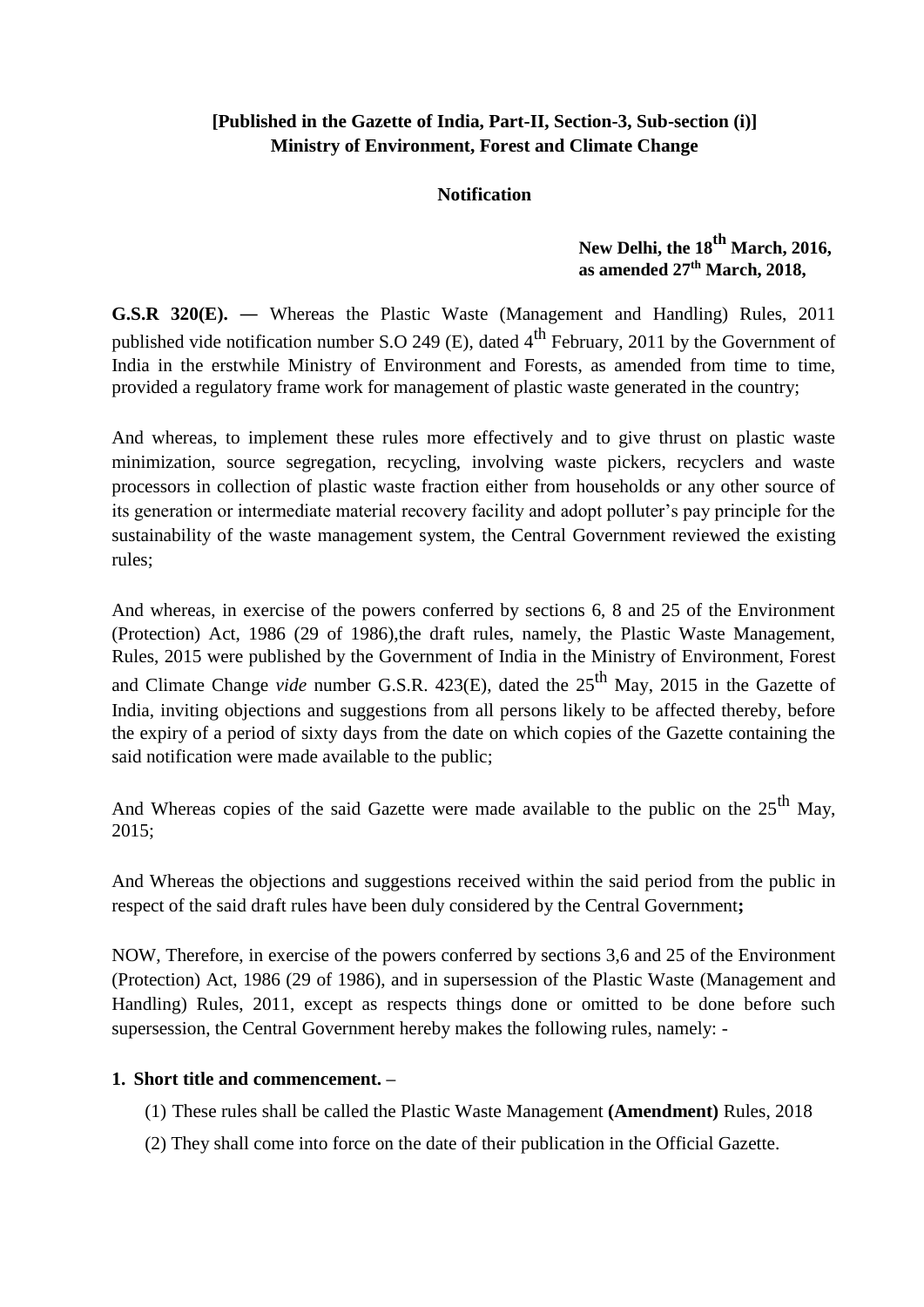**[Published in the Gazette of India, Part-II, Section-3, Sub-section (i)]**
**Ministry of Environment, Forest and Climate Change**

**Notification**

**New Delhi, the 18th March, 2016,**
**as amended 27th March, 2018,**

**G.S.R 320(E). —** Whereas the Plastic Waste (Management and Handling) Rules, 2011 published vide notification number S.O 249 (E), dated 4th February, 2011 by the Government of India in the erstwhile Ministry of Environment and Forests, as amended from time to time, provided a regulatory frame work for management of plastic waste generated in the country;

And whereas, to implement these rules more effectively and to give thrust on plastic waste minimization, source segregation, recycling, involving waste pickers, recyclers and waste processors in collection of plastic waste fraction either from households or any other source of its generation or intermediate material recovery facility and adopt polluter's pay principle for the sustainability of the waste management system, the Central Government reviewed the existing rules;

And whereas, in exercise of the powers conferred by sections 6, 8 and 25 of the Environment (Protection) Act, 1986 (29 of 1986),the draft rules, namely, the Plastic Waste Management, Rules, 2015 were published by the Government of India in the Ministry of Environment, Forest and Climate Change *vide* number G.S.R. 423(E), dated the 25th May, 2015 in the Gazette of India, inviting objections and suggestions from all persons likely to be affected thereby, before the expiry of a period of sixty days from the date on which copies of the Gazette containing the said notification were made available to the public;

And Whereas copies of the said Gazette were made available to the public on the 25th May, 2015;

And Whereas the objections and suggestions received within the said period from the public in respect of the said draft rules have been duly considered by the Central Government**;**

NOW, Therefore, in exercise of the powers conferred by sections 3,6 and 25 of the Environment (Protection) Act, 1986 (29 of 1986), and in supersession of the Plastic Waste (Management and Handling) Rules, 2011, except as respects things done or omitted to be done before such supersession, the Central Government hereby makes the following rules, namely: -

**1. Short title and commencement. –**

(1) These rules shall be called the Plastic Waste Management **(Amendment)** Rules, 2018

(2) They shall come into force on the date of their publication in the Official Gazette.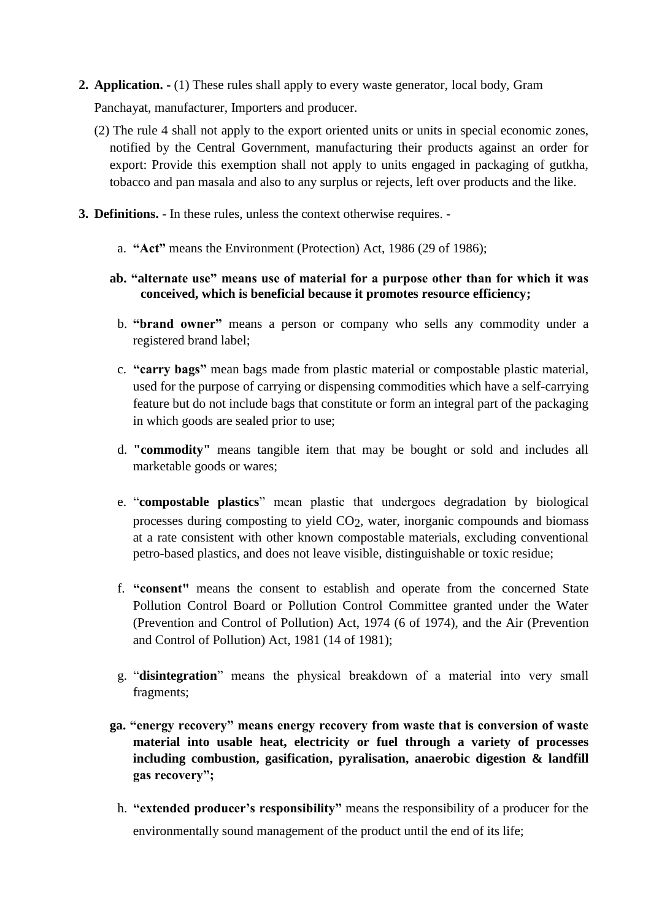2. **Application.** - (1) These rules shall apply to every waste generator, local body, Gram Panchayat, manufacturer, Importers and producer.

   (2) The rule 4 shall not apply to the export oriented units or units in special economic zones, notified by the Central Government, manufacturing their products against an order for export: Provide this exemption shall not apply to units engaged in packaging of gutkha, tobacco and pan masala and also to any surplus or rejects, left over products and the like.

3. **Definitions.** - In these rules, unless the context otherwise requires. -

   a. **"Act"** means the Environment (Protection) Act, 1986 (29 of 1986);

   **ab. "alternate use" means use of material for a purpose other than for which it was conceived, which is beneficial because it promotes resource efficiency;**

   b. **"brand owner"** means a person or company who sells any commodity under a registered brand label;

   c. **"carry bags"** mean bags made from plastic material or compostable plastic material, used for the purpose of carrying or dispensing commodities which have a self-carrying feature but do not include bags that constitute or form an integral part of the packaging in which goods are sealed prior to use;

   d. **"commodity"** means tangible item that may be bought or sold and includes all marketable goods or wares;

   e. "**compostable plastics**" mean plastic that undergoes degradation by biological processes during composting to yield $CO_2$, water, inorganic compounds and biomass at a rate consistent with other known compostable materials, excluding conventional petro-based plastics, and does not leave visible, distinguishable or toxic residue;

   f. **"consent"** means the consent to establish and operate from the concerned State Pollution Control Board or Pollution Control Committee granted under the Water (Prevention and Control of Pollution) Act, 1974 (6 of 1974), and the Air (Prevention and Control of Pollution) Act, 1981 (14 of 1981);

   g. "**disintegration**" means the physical breakdown of a material into very small fragments;

   **ga. "energy recovery" means energy recovery from waste that is conversion of waste material into usable heat, electricity or fuel through a variety of processes including combustion, gasification, pyralisation, anaerobic digestion & landfill gas recovery";**

   h. **"extended producer's responsibility"** means the responsibility of a producer for the environmentally sound management of the product until the end of its life;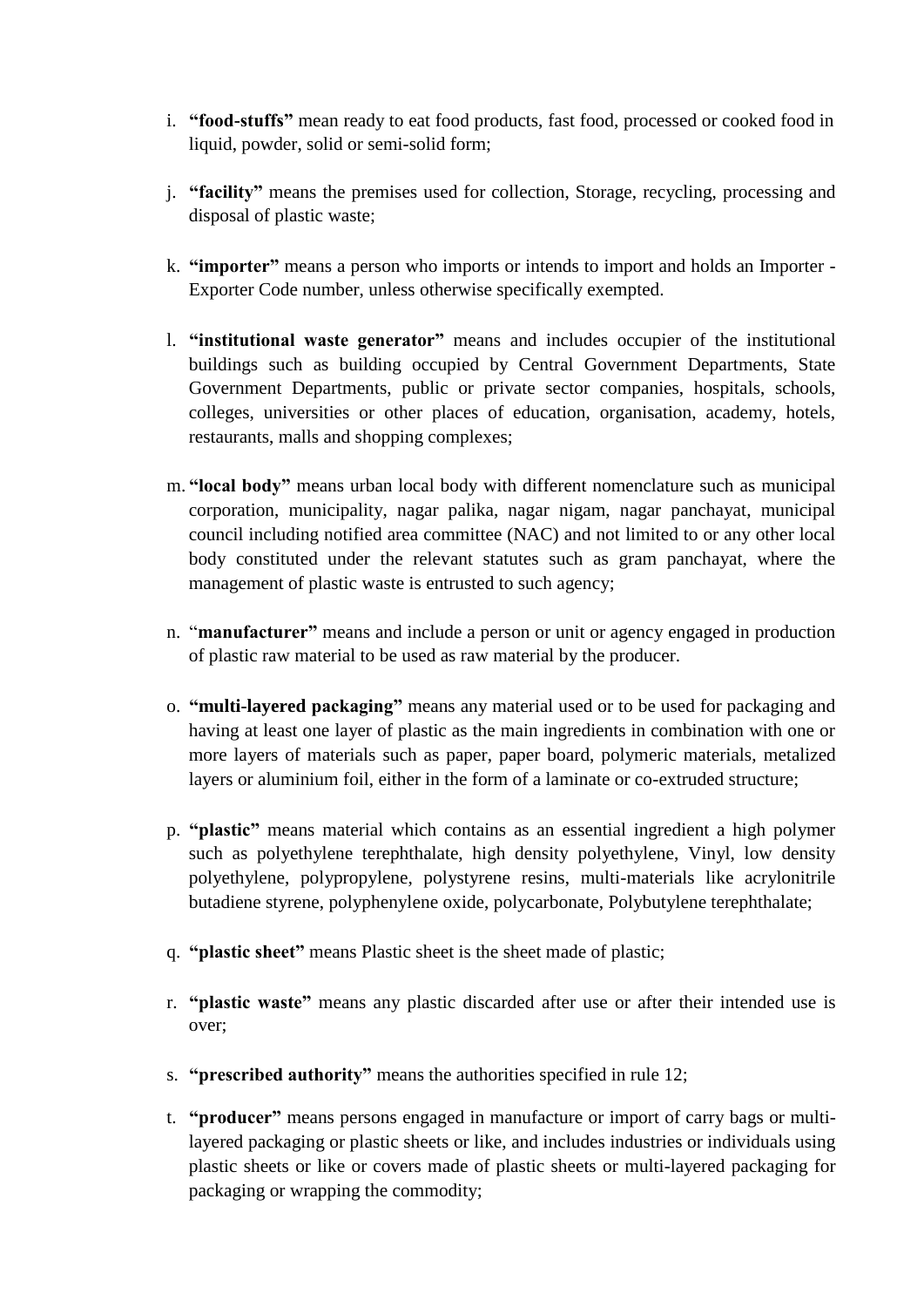i. **"food-stuffs"** mean ready to eat food products, fast food, processed or cooked food in liquid, powder, solid or semi-solid form;

j. **"facility"** means the premises used for collection, Storage, recycling, processing and disposal of plastic waste;

k. **"importer"** means a person who imports or intends to import and holds an Importer - Exporter Code number, unless otherwise specifically exempted.

l. **"institutional waste generator"** means and includes occupier of the institutional buildings such as building occupied by Central Government Departments, State Government Departments, public or private sector companies, hospitals, schools, colleges, universities or other places of education, organisation, academy, hotels, restaurants, malls and shopping complexes;

m. **"local body"** means urban local body with different nomenclature such as municipal corporation, municipality, nagar palika, nagar nigam, nagar panchayat, municipal council including notified area committee (NAC) and not limited to or any other local body constituted under the relevant statutes such as gram panchayat, where the management of plastic waste is entrusted to such agency;

n. "**manufacturer"** means and include a person or unit or agency engaged in production of plastic raw material to be used as raw material by the producer.

o. **"multi-layered packaging"** means any material used or to be used for packaging and having at least one layer of plastic as the main ingredients in combination with one or more layers of materials such as paper, paper board, polymeric materials, metalized layers or aluminium foil, either in the form of a laminate or co-extruded structure;

p. **"plastic"** means material which contains as an essential ingredient a high polymer such as polyethylene terephthalate, high density polyethylene, Vinyl, low density polyethylene, polypropylene, polystyrene resins, multi-materials like acrylonitrile butadiene styrene, polyphenylene oxide, polycarbonate, Polybutylene terephthalate;

q. **"plastic sheet"** means Plastic sheet is the sheet made of plastic;

r. **"plastic waste"** means any plastic discarded after use or after their intended use is over;

s. **"prescribed authority"** means the authorities specified in rule 12;

t. **"producer"** means persons engaged in manufacture or import of carry bags or multi-layered packaging or plastic sheets or like, and includes industries or individuals using plastic sheets or like or covers made of plastic sheets or multi-layered packaging for packaging or wrapping the commodity;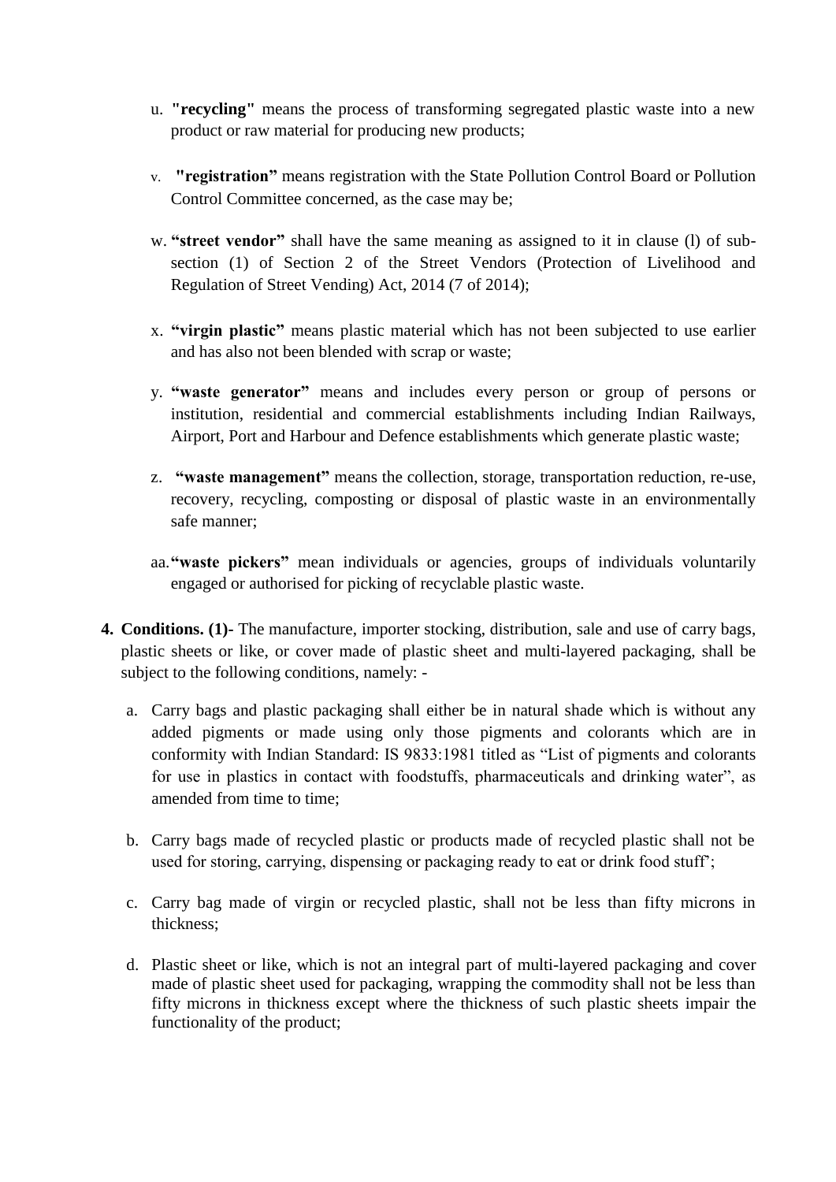u. **"recycling"** means the process of transforming segregated plastic waste into a new product or raw material for producing new products;

v. **"registration"** means registration with the State Pollution Control Board or Pollution Control Committee concerned, as the case may be;

w. **"street vendor"** shall have the same meaning as assigned to it in clause (l) of sub-section (1) of Section 2 of the Street Vendors (Protection of Livelihood and Regulation of Street Vending) Act, 2014 (7 of 2014);

x. **"virgin plastic"** means plastic material which has not been subjected to use earlier and has also not been blended with scrap or waste;

y. **"waste generator"** means and includes every person or group of persons or institution, residential and commercial establishments including Indian Railways, Airport, Port and Harbour and Defence establishments which generate plastic waste;

z. **"waste management"** means the collection, storage, transportation reduction, re-use, recovery, recycling, composting or disposal of plastic waste in an environmentally safe manner;

aa. **"waste pickers"** mean individuals or agencies, groups of individuals voluntarily engaged or authorised for picking of recyclable plastic waste.

**4. Conditions. (1)-** The manufacture, importer stocking, distribution, sale and use of carry bags, plastic sheets or like, or cover made of plastic sheet and multi-layered packaging, shall be subject to the following conditions, namely: -

a. Carry bags and plastic packaging shall either be in natural shade which is without any added pigments or made using only those pigments and colorants which are in conformity with Indian Standard: IS 9833:1981 titled as "List of pigments and colorants for use in plastics in contact with foodstuffs, pharmaceuticals and drinking water", as amended from time to time;

b. Carry bags made of recycled plastic or products made of recycled plastic shall not be used for storing, carrying, dispensing or packaging ready to eat or drink food stuff';

c. Carry bag made of virgin or recycled plastic, shall not be less than fifty microns in thickness;

d. Plastic sheet or like, which is not an integral part of multi-layered packaging and cover made of plastic sheet used for packaging, wrapping the commodity shall not be less than fifty microns in thickness except where the thickness of such plastic sheets impair the functionality of the product;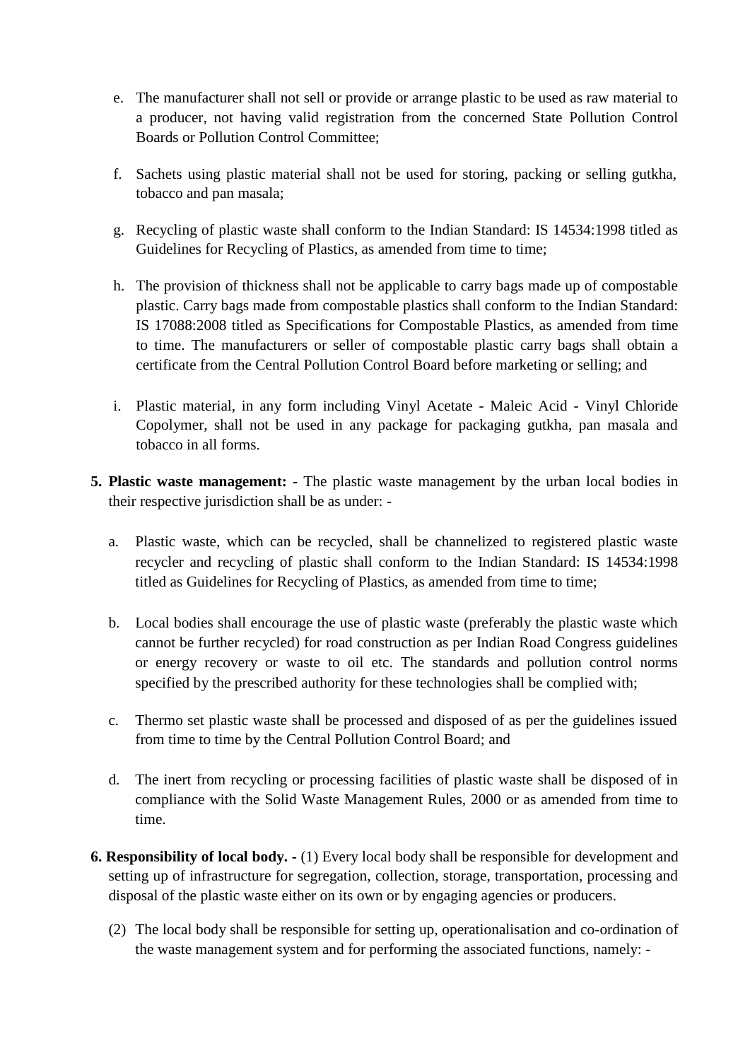e. The manufacturer shall not sell or provide or arrange plastic to be used as raw material to a producer, not having valid registration from the concerned State Pollution Control Boards or Pollution Control Committee;

f. Sachets using plastic material shall not be used for storing, packing or selling gutkha, tobacco and pan masala;

g. Recycling of plastic waste shall conform to the Indian Standard: IS 14534:1998 titled as Guidelines for Recycling of Plastics, as amended from time to time;

h. The provision of thickness shall not be applicable to carry bags made up of compostable plastic. Carry bags made from compostable plastics shall conform to the Indian Standard: IS 17088:2008 titled as Specifications for Compostable Plastics, as amended from time to time. The manufacturers or seller of compostable plastic carry bags shall obtain a certificate from the Central Pollution Control Board before marketing or selling; and

i. Plastic material, in any form including Vinyl Acetate - Maleic Acid - Vinyl Chloride Copolymer, shall not be used in any package for packaging gutkha, pan masala and tobacco in all forms.

**5. Plastic waste management: -** The plastic waste management by the urban local bodies in their respective jurisdiction shall be as under: -

a. Plastic waste, which can be recycled, shall be channelized to registered plastic waste recycler and recycling of plastic shall conform to the Indian Standard: IS 14534:1998 titled as Guidelines for Recycling of Plastics, as amended from time to time;

b. Local bodies shall encourage the use of plastic waste (preferably the plastic waste which cannot be further recycled) for road construction as per Indian Road Congress guidelines or energy recovery or waste to oil etc. The standards and pollution control norms specified by the prescribed authority for these technologies shall be complied with;

c. Thermo set plastic waste shall be processed and disposed of as per the guidelines issued from time to time by the Central Pollution Control Board; and

d. The inert from recycling or processing facilities of plastic waste shall be disposed of in compliance with the Solid Waste Management Rules, 2000 or as amended from time to time.

**6. Responsibility of local body. -** (1) Every local body shall be responsible for development and setting up of infrastructure for segregation, collection, storage, transportation, processing and disposal of the plastic waste either on its own or by engaging agencies or producers.

(2) The local body shall be responsible for setting up, operationalisation and co-ordination of the waste management system and for performing the associated functions, namely: -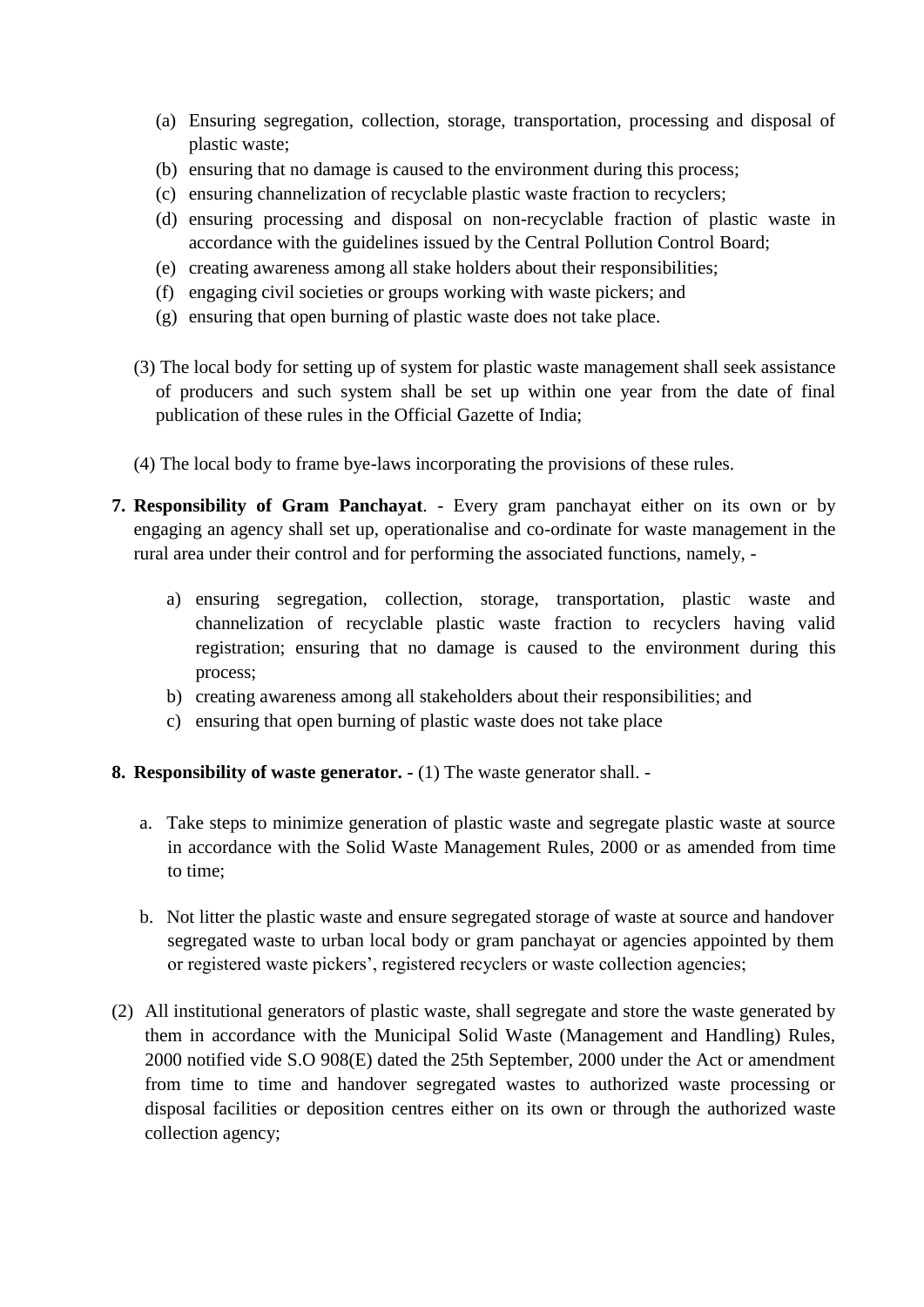(a) Ensuring segregation, collection, storage, transportation, processing and disposal of plastic waste;
(b) ensuring that no damage is caused to the environment during this process;
(c) ensuring channelization of recyclable plastic waste fraction to recyclers;
(d) ensuring processing and disposal on non-recyclable fraction of plastic waste in accordance with the guidelines issued by the Central Pollution Control Board;
(e) creating awareness among all stake holders about their responsibilities;
(f) engaging civil societies or groups working with waste pickers; and
(g) ensuring that open burning of plastic waste does not take place.

(3) The local body for setting up of system for plastic waste management shall seek assistance of producers and such system shall be set up within one year from the date of final publication of these rules in the Official Gazette of India;

(4) The local body to frame bye-laws incorporating the provisions of these rules.

**7. Responsibility of Gram Panchayat**. - Every gram panchayat either on its own or by engaging an agency shall set up, operationalise and co-ordinate for waste management in the rural area under their control and for performing the associated functions, namely, -

a) ensuring segregation, collection, storage, transportation, plastic waste and channelization of recyclable plastic waste fraction to recyclers having valid registration; ensuring that no damage is caused to the environment during this process;
b) creating awareness among all stakeholders about their responsibilities; and
c) ensuring that open burning of plastic waste does not take place

**8. Responsibility of waste generator. -** (1) The waste generator shall. -

a. Take steps to minimize generation of plastic waste and segregate plastic waste at source in accordance with the Solid Waste Management Rules, 2000 or as amended from time to time;

b. Not litter the plastic waste and ensure segregated storage of waste at source and handover segregated waste to urban local body or gram panchayat or agencies appointed by them or registered waste pickers', registered recyclers or waste collection agencies;

(2) All institutional generators of plastic waste, shall segregate and store the waste generated by them in accordance with the Municipal Solid Waste (Management and Handling) Rules, 2000 notified vide S.O 908(E) dated the 25th September, 2000 under the Act or amendment from time to time and handover segregated wastes to authorized waste processing or disposal facilities or deposition centres either on its own or through the authorized waste collection agency;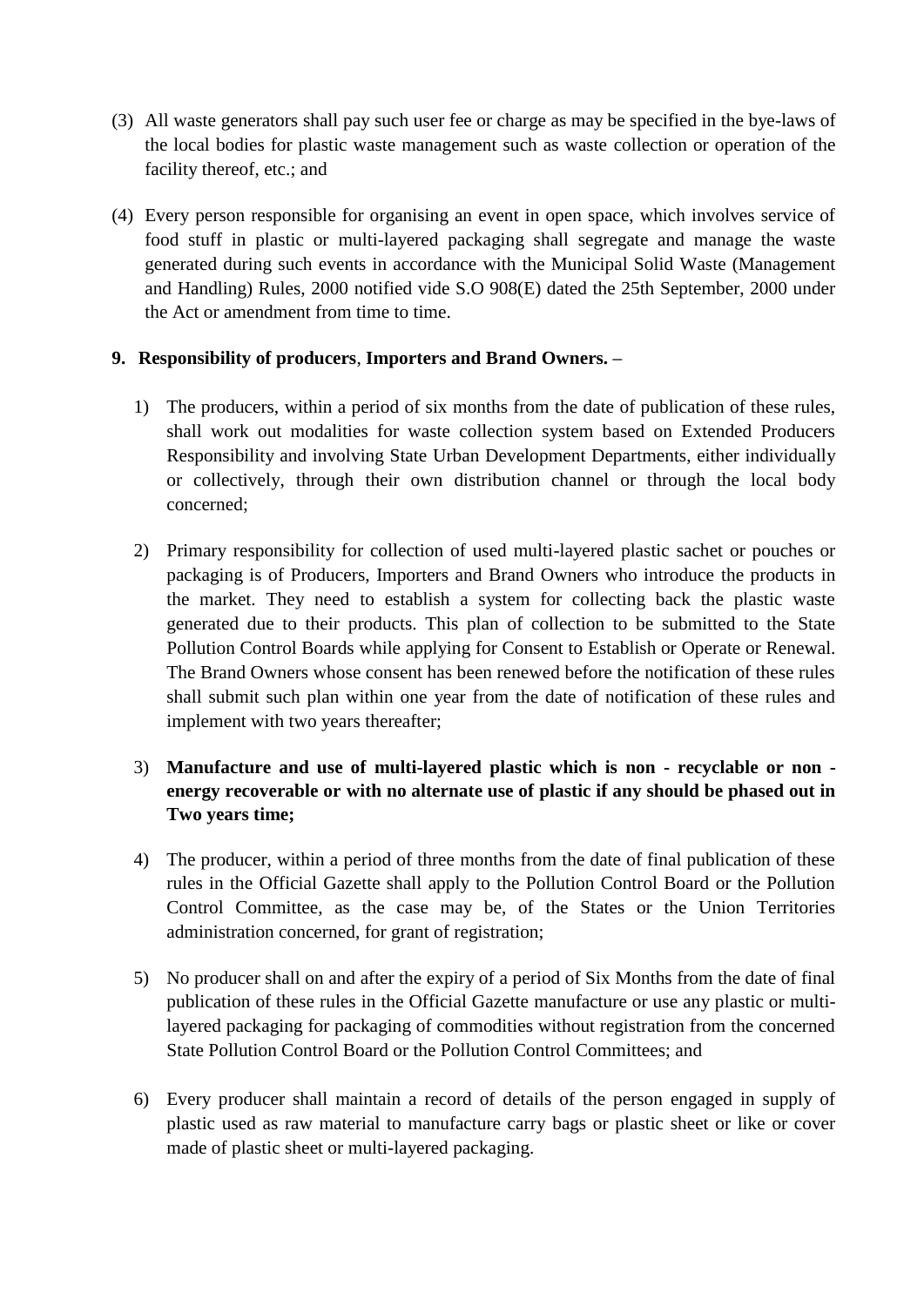(3) All waste generators shall pay such user fee or charge as may be specified in the bye-laws of the local bodies for plastic waste management such as waste collection or operation of the facility thereof, etc.; and

(4) Every person responsible for organising an event in open space, which involves service of food stuff in plastic or multi-layered packaging shall segregate and manage the waste generated during such events in accordance with the Municipal Solid Waste (Management and Handling) Rules, 2000 notified vide S.O 908(E) dated the 25th September, 2000 under the Act or amendment from time to time.

**9. Responsibility of producers**, **Importers and Brand Owners. –**

1) The producers, within a period of six months from the date of publication of these rules, shall work out modalities for waste collection system based on Extended Producers Responsibility and involving State Urban Development Departments, either individually or collectively, through their own distribution channel or through the local body concerned;

2) Primary responsibility for collection of used multi-layered plastic sachet or pouches or packaging is of Producers, Importers and Brand Owners who introduce the products in the market. They need to establish a system for collecting back the plastic waste generated due to their products. This plan of collection to be submitted to the State Pollution Control Boards while applying for Consent to Establish or Operate or Renewal. The Brand Owners whose consent has been renewed before the notification of these rules shall submit such plan within one year from the date of notification of these rules and implement with two years thereafter;

3) **Manufacture and use of multi-layered plastic which is non - recyclable or non - energy recoverable or with no alternate use of plastic if any should be phased out in Two years time;**

4) The producer, within a period of three months from the date of final publication of these rules in the Official Gazette shall apply to the Pollution Control Board or the Pollution Control Committee, as the case may be, of the States or the Union Territories administration concerned, for grant of registration;

5) No producer shall on and after the expiry of a period of Six Months from the date of final publication of these rules in the Official Gazette manufacture or use any plastic or multi-layered packaging for packaging of commodities without registration from the concerned State Pollution Control Board or the Pollution Control Committees; and

6) Every producer shall maintain a record of details of the person engaged in supply of plastic used as raw material to manufacture carry bags or plastic sheet or like or cover made of plastic sheet or multi-layered packaging.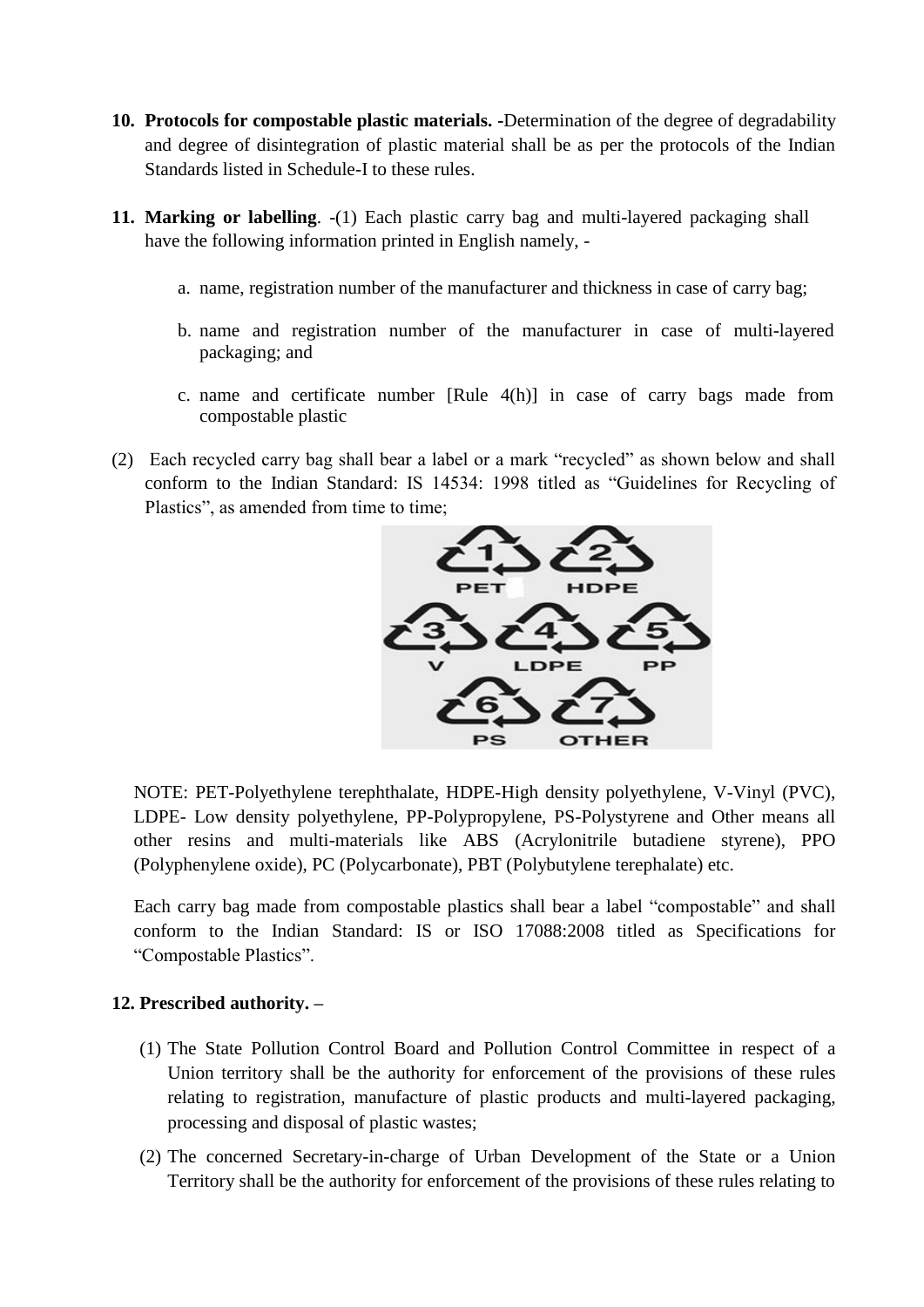**10. Protocols for compostable plastic materials.** -Determination of the degree of degradability and degree of disintegration of plastic material shall be as per the protocols of the Indian Standards listed in Schedule-I to these rules.

**11. Marking or labelling**. -(1) Each plastic carry bag and multi-layered packaging shall have the following information printed in English namely, -

a. name, registration number of the manufacturer and thickness in case of carry bag;

b. name and registration number of the manufacturer in case of multi-layered packaging; and

c. name and certificate number [Rule 4(h)] in case of carry bags made from compostable plastic

(2) Each recycled carry bag shall bear a label or a mark "recycled" as shown below and shall conform to the Indian Standard: IS 14534: 1998 titled as "Guidelines for Recycling of Plastics", as amended from time to time;

1 PET 2 HDPE 3 V 4 LDPE 5 PP 6 PS 7 OTHER

NOTE: PET-Polyethylene terephthalate, HDPE-High density polyethylene, V-Vinyl (PVC), LDPE- Low density polyethylene, PP-Polypropylene, PS-Polystyrene and Other means all other resins and multi-materials like ABS (Acrylonitrile butadiene styrene), PPO (Polyphenylene oxide), PC (Polycarbonate), PBT (Polybutylene terephalate) etc.

Each carry bag made from compostable plastics shall bear a label "compostable" and shall conform to the Indian Standard: IS or ISO 17088:2008 titled as Specifications for "Compostable Plastics".

**12. Prescribed authority. –**

(1) The State Pollution Control Board and Pollution Control Committee in respect of a Union territory shall be the authority for enforcement of the provisions of these rules relating to registration, manufacture of plastic products and multi-layered packaging, processing and disposal of plastic wastes;

(2) The concerned Secretary-in-charge of Urban Development of the State or a Union Territory shall be the authority for enforcement of the provisions of these rules relating to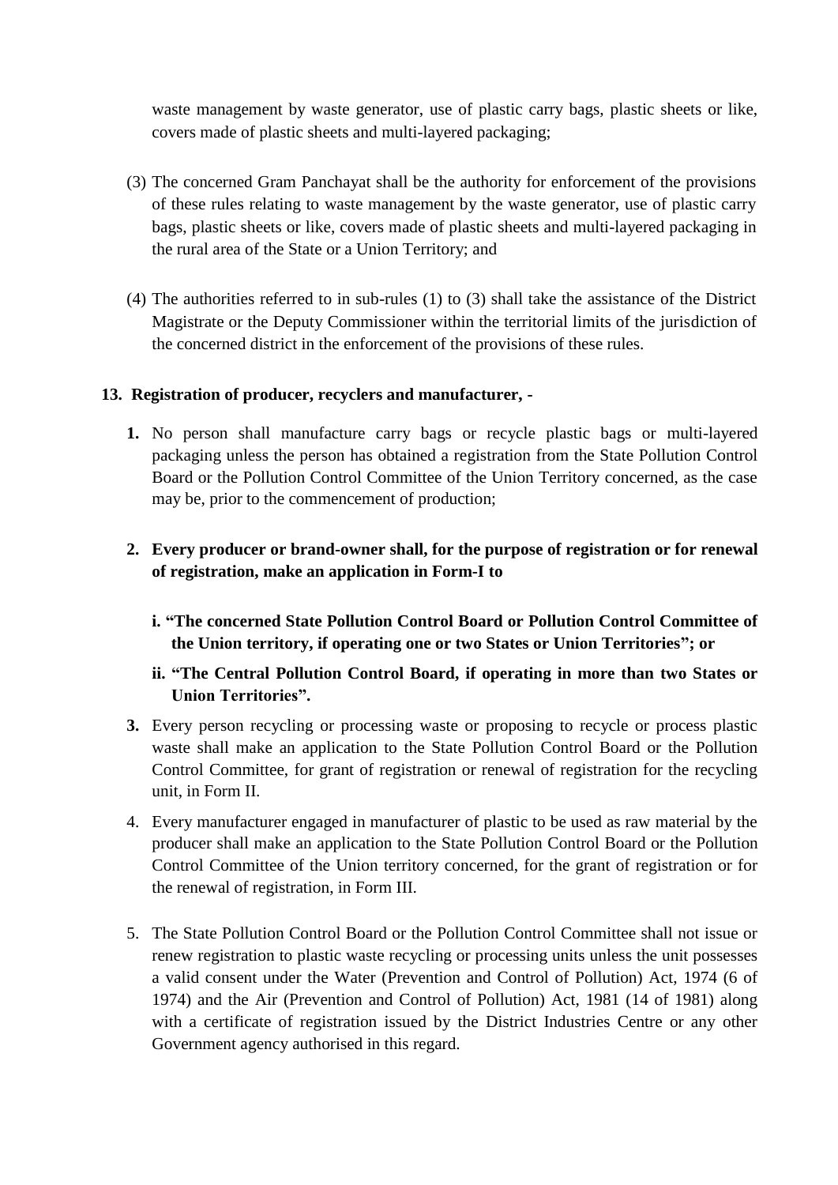waste management by waste generator, use of plastic carry bags, plastic sheets or like, covers made of plastic sheets and multi-layered packaging;

(3) The concerned Gram Panchayat shall be the authority for enforcement of the provisions of these rules relating to waste management by the waste generator, use of plastic carry bags, plastic sheets or like, covers made of plastic sheets and multi-layered packaging in the rural area of the State or a Union Territory; and

(4) The authorities referred to in sub-rules (1) to (3) shall take the assistance of the District Magistrate or the Deputy Commissioner within the territorial limits of the jurisdiction of the concerned district in the enforcement of the provisions of these rules.

**13. Registration of producer, recyclers and manufacturer, -**

**1.** No person shall manufacture carry bags or recycle plastic bags or multi-layered packaging unless the person has obtained a registration from the State Pollution Control Board or the Pollution Control Committee of the Union Territory concerned, as the case may be, prior to the commencement of production;

**2. Every producer or brand-owner shall, for the purpose of registration or for renewal of registration, make an application in Form-I to**

**i. "The concerned State Pollution Control Board or Pollution Control Committee of the Union territory, if operating one or two States or Union Territories"; or**

**ii. "The Central Pollution Control Board, if operating in more than two States or Union Territories".**

**3.** Every person recycling or processing waste or proposing to recycle or process plastic waste shall make an application to the State Pollution Control Board or the Pollution Control Committee, for grant of registration or renewal of registration for the recycling unit, in Form II.

4. Every manufacturer engaged in manufacturer of plastic to be used as raw material by the producer shall make an application to the State Pollution Control Board or the Pollution Control Committee of the Union territory concerned, for the grant of registration or for the renewal of registration, in Form III.

5. The State Pollution Control Board or the Pollution Control Committee shall not issue or renew registration to plastic waste recycling or processing units unless the unit possesses a valid consent under the Water (Prevention and Control of Pollution) Act, 1974 (6 of 1974) and the Air (Prevention and Control of Pollution) Act, 1981 (14 of 1981) along with a certificate of registration issued by the District Industries Centre or any other Government agency authorised in this regard.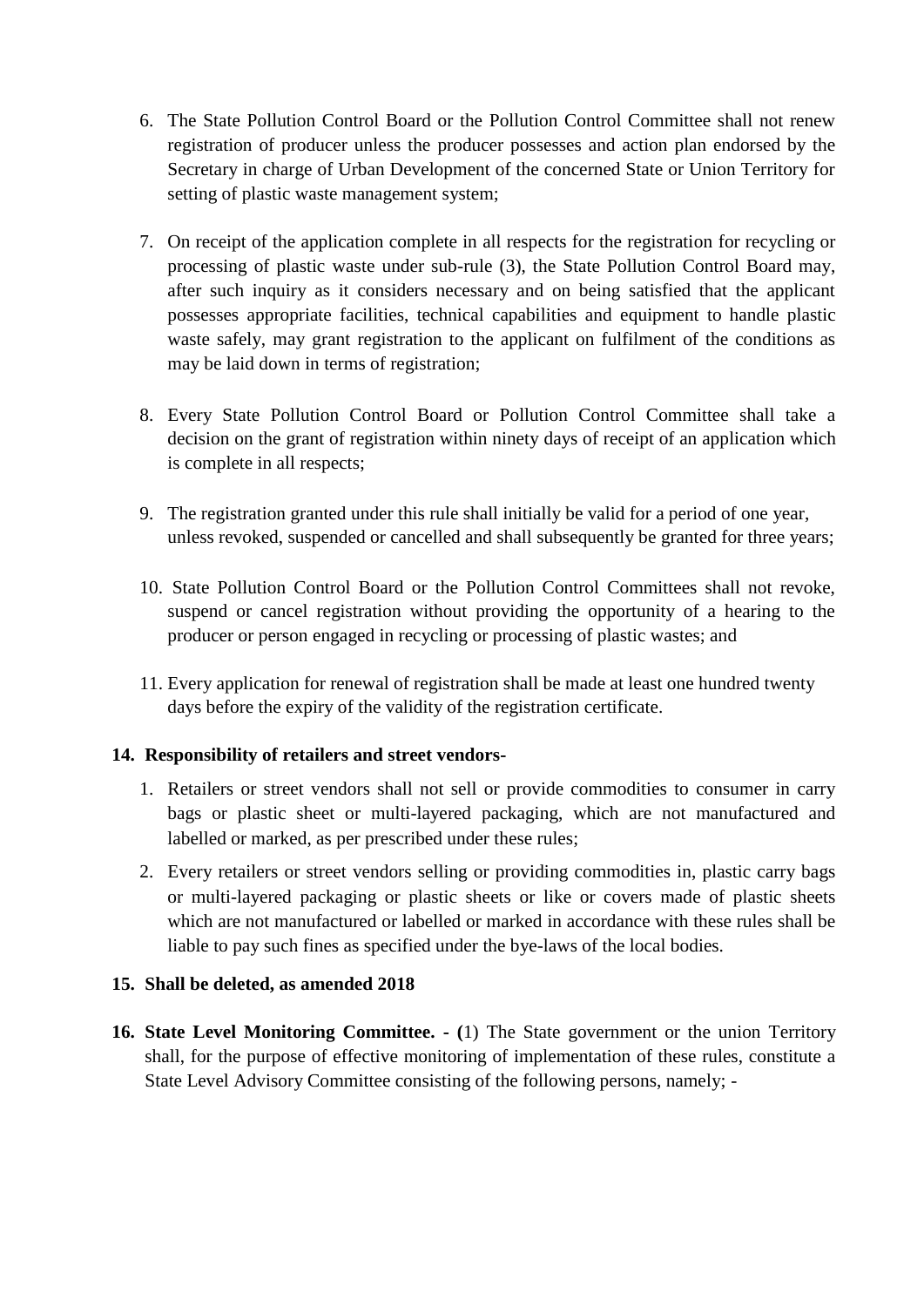6. The State Pollution Control Board or the Pollution Control Committee shall not renew registration of producer unless the producer possesses and action plan endorsed by the Secretary in charge of Urban Development of the concerned State or Union Territory for setting of plastic waste management system;

7. On receipt of the application complete in all respects for the registration for recycling or processing of plastic waste under sub-rule (3), the State Pollution Control Board may, after such inquiry as it considers necessary and on being satisfied that the applicant possesses appropriate facilities, technical capabilities and equipment to handle plastic waste safely, may grant registration to the applicant on fulfilment of the conditions as may be laid down in terms of registration;

8. Every State Pollution Control Board or Pollution Control Committee shall take a decision on the grant of registration within ninety days of receipt of an application which is complete in all respects;

9. The registration granted under this rule shall initially be valid for a period of one year, unless revoked, suspended or cancelled and shall subsequently be granted for three years;

10. State Pollution Control Board or the Pollution Control Committees shall not revoke, suspend or cancel registration without providing the opportunity of a hearing to the producer or person engaged in recycling or processing of plastic wastes; and

11. Every application for renewal of registration shall be made at least one hundred twenty days before the expiry of the validity of the registration certificate.

**14. Responsibility of retailers and street vendors-**

1. Retailers or street vendors shall not sell or provide commodities to consumer in carry bags or plastic sheet or multi-layered packaging, which are not manufactured and labelled or marked, as per prescribed under these rules;

2. Every retailers or street vendors selling or providing commodities in, plastic carry bags or multi-layered packaging or plastic sheets or like or covers made of plastic sheets which are not manufactured or labelled or marked in accordance with these rules shall be liable to pay such fines as specified under the bye-laws of the local bodies.

**15. Shall be deleted, as amended 2018**

**16. State Level Monitoring Committee. - (**1) The State government or the union Territory shall, for the purpose of effective monitoring of implementation of these rules, constitute a State Level Advisory Committee consisting of the following persons, namely; -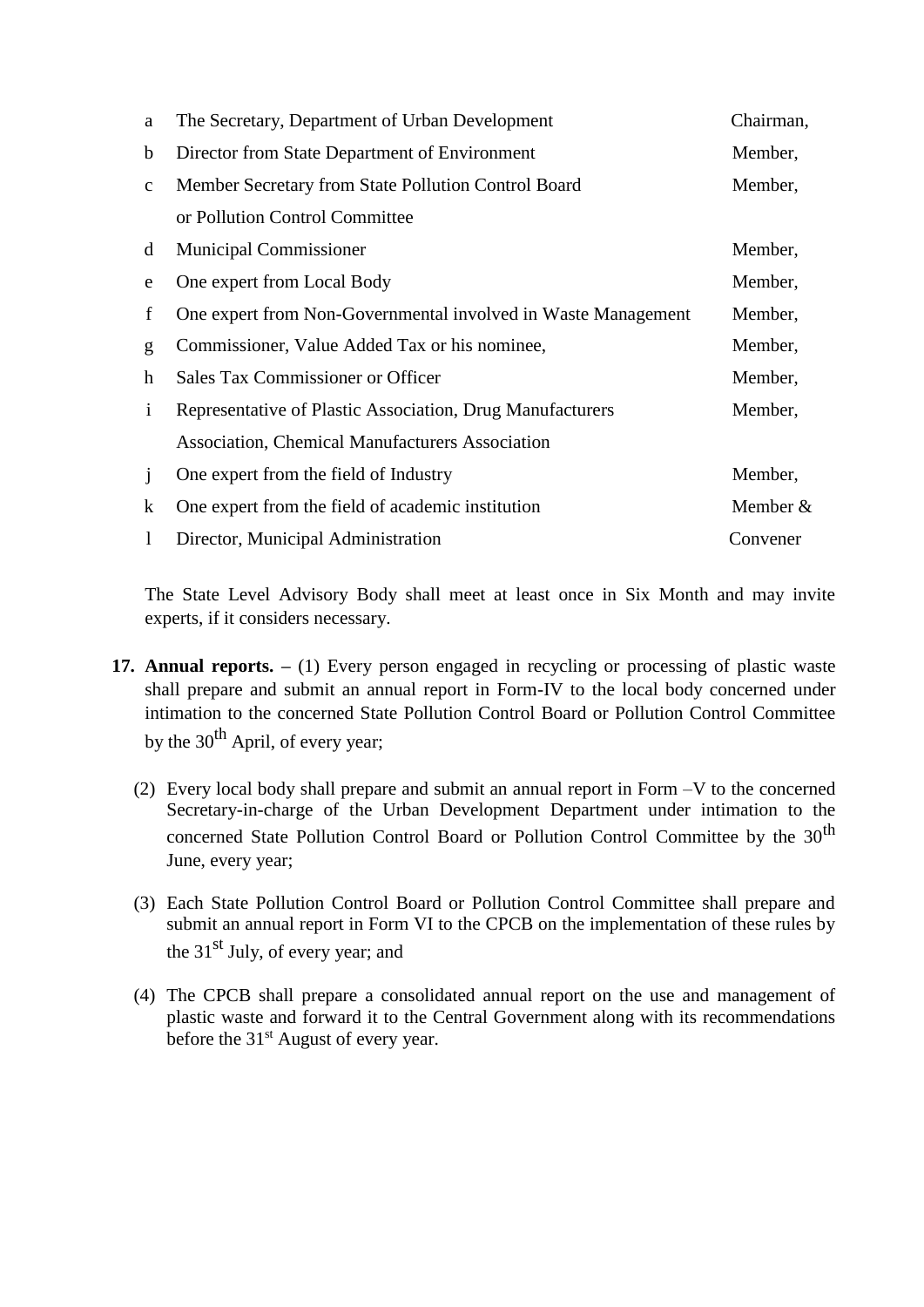| | | |
|---|---|---|
| a | The Secretary, Department of Urban Development | Chairman, |
| b | Director from State Department of Environment | Member, |
| c | Member Secretary from State Pollution Control Board or Pollution Control Committee | Member, |
| d | Municipal Commissioner | Member, |
| e | One expert from Local Body | Member, |
| f | One expert from Non-Governmental involved in Waste Management | Member, |
| g | Commissioner, Value Added Tax or his nominee, | Member, |
| h | Sales Tax Commissioner or Officer | Member, |
| i | Representative of Plastic Association, Drug Manufacturers Association, Chemical Manufacturers Association | Member, |
| j | One expert from the field of Industry | Member, |
| k | One expert from the field of academic institution | Member & |
| l | Director, Municipal Administration | Convener |

The State Level Advisory Body shall meet at least once in Six Month and may invite experts, if it considers necessary.

**17. Annual reports. –** (1) Every person engaged in recycling or processing of plastic waste shall prepare and submit an annual report in Form-IV to the local body concerned under intimation to the concerned State Pollution Control Board or Pollution Control Committee by the 30th April, of every year;

(2) Every local body shall prepare and submit an annual report in Form –V to the concerned Secretary-in-charge of the Urban Development Department under intimation to the concerned State Pollution Control Board or Pollution Control Committee by the 30th June, every year;

(3) Each State Pollution Control Board or Pollution Control Committee shall prepare and submit an annual report in Form VI to the CPCB on the implementation of these rules by the 31st July, of every year; and

(4) The CPCB shall prepare a consolidated annual report on the use and management of plastic waste and forward it to the Central Government along with its recommendations before the 31st August of every year.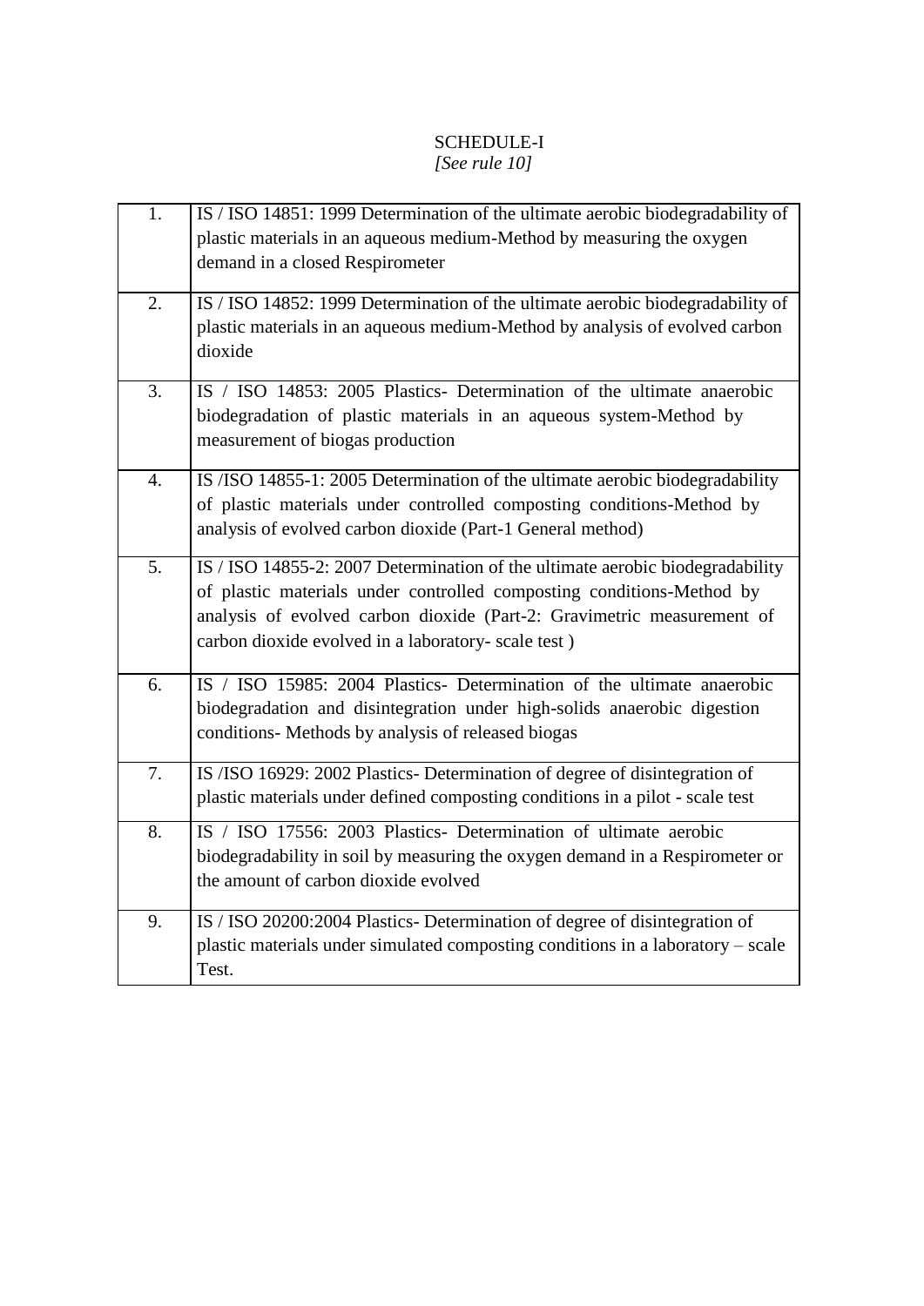SCHEDULE-I

*[See rule 10]*

| | |
|---|---|
| 1. | IS / ISO 14851: 1999 Determination of the ultimate aerobic biodegradability of plastic materials in an aqueous medium-Method by measuring the oxygen demand in a closed Respirometer |
| 2. | IS / ISO 14852: 1999 Determination of the ultimate aerobic biodegradability of plastic materials in an aqueous medium-Method by analysis of evolved carbon dioxide |
| 3. | IS / ISO 14853: 2005 Plastics- Determination of the ultimate anaerobic biodegradation of plastic materials in an aqueous system-Method by measurement of biogas production |
| 4. | IS /ISO 14855-1: 2005 Determination of the ultimate aerobic biodegradability of plastic materials under controlled composting conditions-Method by analysis of evolved carbon dioxide (Part-1 General method) |
| 5. | IS / ISO 14855-2: 2007 Determination of the ultimate aerobic biodegradability of plastic materials under controlled composting conditions-Method by analysis of evolved carbon dioxide (Part-2: Gravimetric measurement of carbon dioxide evolved in a laboratory- scale test ) |
| 6. | IS / ISO 15985: 2004 Plastics- Determination of the ultimate anaerobic biodegradation and disintegration under high-solids anaerobic digestion conditions- Methods by analysis of released biogas |
| 7. | IS /ISO 16929: 2002 Plastics- Determination of degree of disintegration of plastic materials under defined composting conditions in a pilot - scale test |
| 8. | IS / ISO 17556: 2003 Plastics- Determination of ultimate aerobic biodegradability in soil by measuring the oxygen demand in a Respirometer or the amount of carbon dioxide evolved |
| 9. | IS / ISO 20200:2004 Plastics- Determination of degree of disintegration of plastic materials under simulated composting conditions in a laboratory – scale Test. |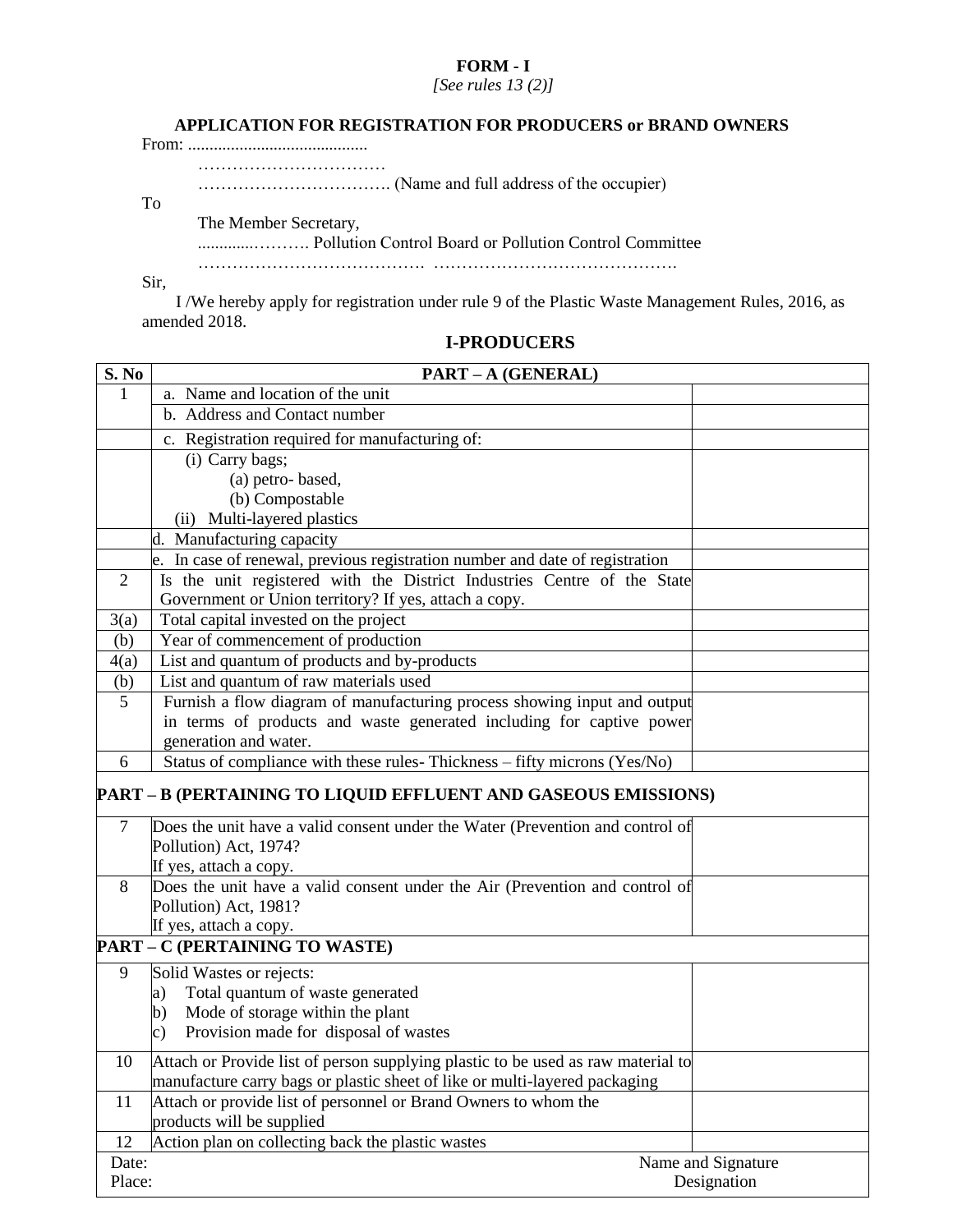**FORM - I**

*[See rules 13 (2)]*

**APPLICATION FOR REGISTRATION FOR PRODUCERS or BRAND OWNERS**

From: ..........................................

……………………………

……………………………. (Name and full address of the occupier)

To

The Member Secretary,

.............………. Pollution Control Board or Pollution Control Committee

…………………………………. …………………………………….

Sir,

I /We hereby apply for registration under rule 9 of the Plastic Waste Management Rules, 2016, as amended 2018.

**I-PRODUCERS**

| S. No | PART – A (GENERAL) | |
|---|---|---|
| 1 | a. Name and location of the unit | |
| | b. Address and Contact number | |
| | c. Registration required for manufacturing of: | |
| | (i) Carry bags; (a) petro- based, (b) Compostable (ii) Multi-layered plastics | |
| | d. Manufacturing capacity | |
| | e. In case of renewal, previous registration number and date of registration | |
| 2 | Is the unit registered with the District Industries Centre of the State Government or Union territory? If yes, attach a copy. | |
| 3(a) | Total capital invested on the project | |
| (b) | Year of commencement of production | |
| 4(a) | List and quantum of products and by-products | |
| (b) | List and quantum of raw materials used | |
| 5 | Furnish a flow diagram of manufacturing process showing input and output in terms of products and waste generated including for captive power generation and water. | |
| 6 | Status of compliance with these rules- Thickness – fifty microns (Yes/No) | |
| **PART – B (PERTAINING TO LIQUID EFFLUENT AND GASEOUS EMISSIONS)** | | |
| 7 | Does the unit have a valid consent under the Water (Prevention and control of Pollution) Act, 1974? If yes, attach a copy. | |
| 8 | Does the unit have a valid consent under the Air (Prevention and control of Pollution) Act, 1981? If yes, attach a copy. | |
| **PART – C (PERTAINING TO WASTE)** | | |
| 9 | Solid Wastes or rejects: a) Total quantum of waste generated b) Mode of storage within the plant c) Provision made for disposal of wastes | |
| 10 | Attach or Provide list of person supplying plastic to be used as raw material to manufacture carry bags or plastic sheet of like or multi-layered packaging | |
| 11 | Attach or provide list of personnel or Brand Owners to whom the products will be supplied | |
| 12 | Action plan on collecting back the plastic wastes | |
| Date: Place: | | Name and Signature Designation |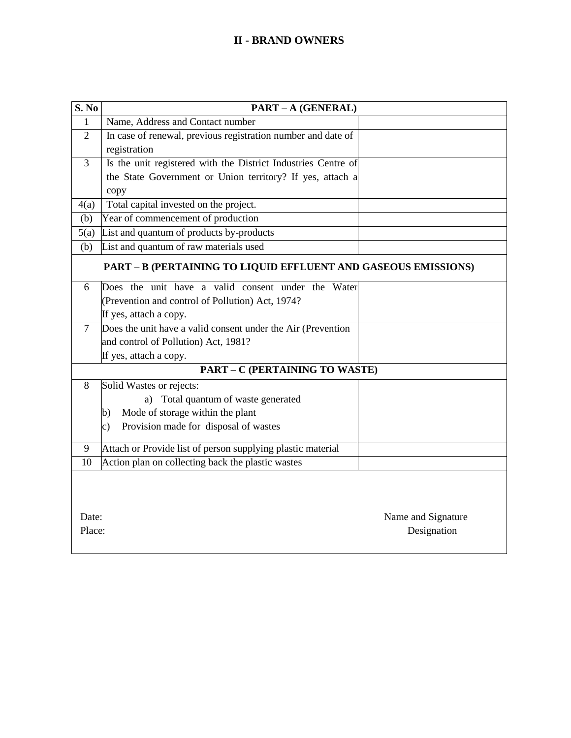## II - BRAND OWNERS

| S. No | PART – A (GENERAL) | |
|---|---|---|
| 1 | Name, Address and Contact number | |
| 2 | In case of renewal, previous registration number and date of registration | |
| 3 | Is the unit registered with the District Industries Centre of the State Government or Union territory? If yes, attach a copy | |
| 4(a) | Total capital invested on the project. | |
| (b) | Year of commencement of production | |
| 5(a) | List and quantum of products by-products | |
| (b) | List and quantum of raw materials used | |
| | **PART – B (PERTAINING TO LIQUID EFFLUENT AND GASEOUS EMISSIONS)** | |
| 6 | Does the unit have a valid consent under the Water (Prevention and control of Pollution) Act, 1974? If yes, attach a copy. | |
| 7 | Does the unit have a valid consent under the Air (Prevention and control of Pollution) Act, 1981? If yes, attach a copy. | |
| | **PART – C (PERTAINING TO WASTE)** | |
| 8 | Solid Wastes or rejects: a) Total quantum of waste generated b) Mode of storage within the plant c) Provision made for disposal of wastes | |
| 9 | Attach or Provide list of person supplying plastic material | |
| 10 | Action plan on collecting back the plastic wastes | |

Date:

Place:

Name and Signature

Designation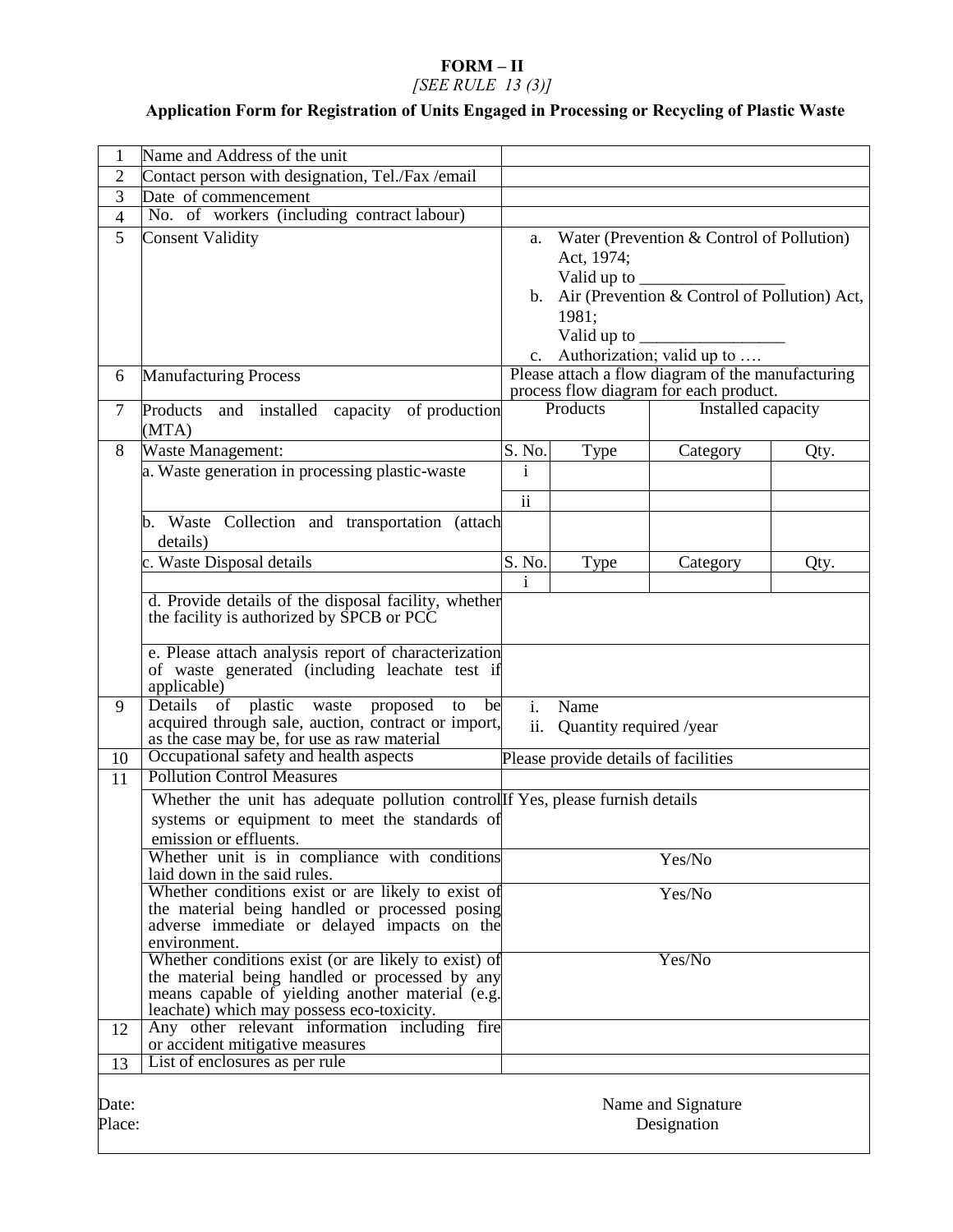**FORM – II**

*[SEE RULE 13 (3)]*

**Application Form for Registration of Units Engaged in Processing or Recycling of Plastic Waste**

| | | | | | |
|---|---|---|---|---|---|
| 1 | Name and Address of the unit | | | | |
| 2 | Contact person with designation, Tel./Fax /email | | | | |
| 3 | Date of commencement | | | | |
| 4 | No. of workers (including contract labour) | | | | |
| 5 | Consent Validity | a. Water (Prevention & Control of Pollution) Act, 1974; Valid up to ________________ b. Air (Prevention & Control of Pollution) Act, 1981; Valid up to ________________ c. Authorization; valid up to …. | | | |
| 6 | Manufacturing Process | Please attach a flow diagram of the manufacturing process flow diagram for each product. | | | |
| 7 | Products and installed capacity of production (MTA) | Products | | Installed capacity | |
| 8 | Waste Management: | S. No. | Type | Category | Qty. |
| | a. Waste generation in processing plastic-waste | i | | | |
| | | ii | | | |
| | b. Waste Collection and transportation (attach details) | | | | |
| | c. Waste Disposal details | S. No. | Type | Category | Qty. |
| | | i | | | |
| | d. Provide details of the disposal facility, whether the facility is authorized by SPCB or PCC | | | | |
| | e. Please attach analysis report of characterization of waste generated (including leachate test if applicable) | | | | |
| 9 | Details of plastic waste proposed to be acquired through sale, auction, contract or import, as the case may be, for use as raw material | i. Name ii. Quantity required /year | | | |
| 10 | Occupational safety and health aspects | Please provide details of facilities | | | |
| 11 | Pollution Control Measures | | | | |
| | Whether the unit has adequate pollution control systems or equipment to meet the standards of emission or effluents. | If Yes, please furnish details | | | |
| | Whether unit is in compliance with conditions laid down in the said rules. | Yes/No | | | |
| | Whether conditions exist or are likely to exist of the material being handled or processed posing adverse immediate or delayed impacts on the environment. | Yes/No | | | |
| | Whether conditions exist (or are likely to exist) of the material being handled or processed by any means capable of yielding another material (e.g. leachate) which may possess eco-toxicity. | Yes/No | | | |
| 12 | Any other relevant information including fire or accident mitigative measures | | | | |
| 13 | List of enclosures as per rule | | | | |

Date:

Place:

Name and Signature

Designation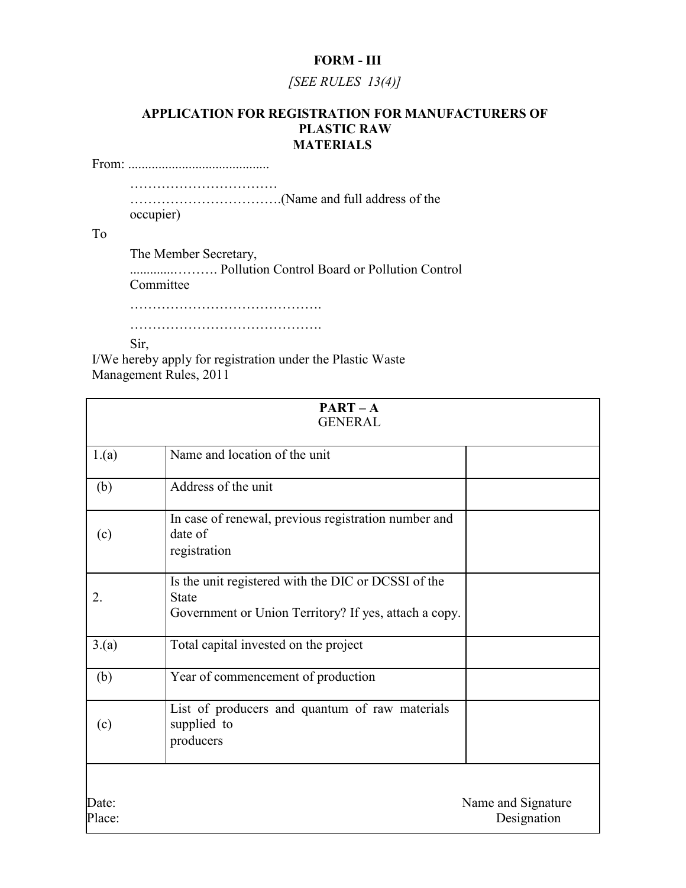**FORM - III**

*[SEE RULES 13(4)]*

**APPLICATION FOR REGISTRATION FOR MANUFACTURERS OF PLASTIC RAW MATERIALS**

From: ..........................................

……………………………

…………………………….(Name and full address of the occupier)

To

The Member Secretary,

............………. Pollution Control Board or Pollution Control Committee

…………………………………….

…………………………………….

Sir,

I/We hereby apply for registration under the Plastic Waste Management Rules, 2011

| **PART – A**<br>GENERAL | | |
|---|---|---|
| 1.(a) | Name and location of the unit | |
| (b) | Address of the unit | |
| (c) | In case of renewal, previous registration number and date of registration | |
| 2. | Is the unit registered with the DIC or DCSSI of the State Government or Union Territory? If yes, attach a copy. | |
| 3.(a) | Total capital invested on the project | |
| (b) | Year of commencement of production | |
| (c) | List of producers and quantum of raw materials supplied to producers | |

Date: Name and Signature

Place: Designation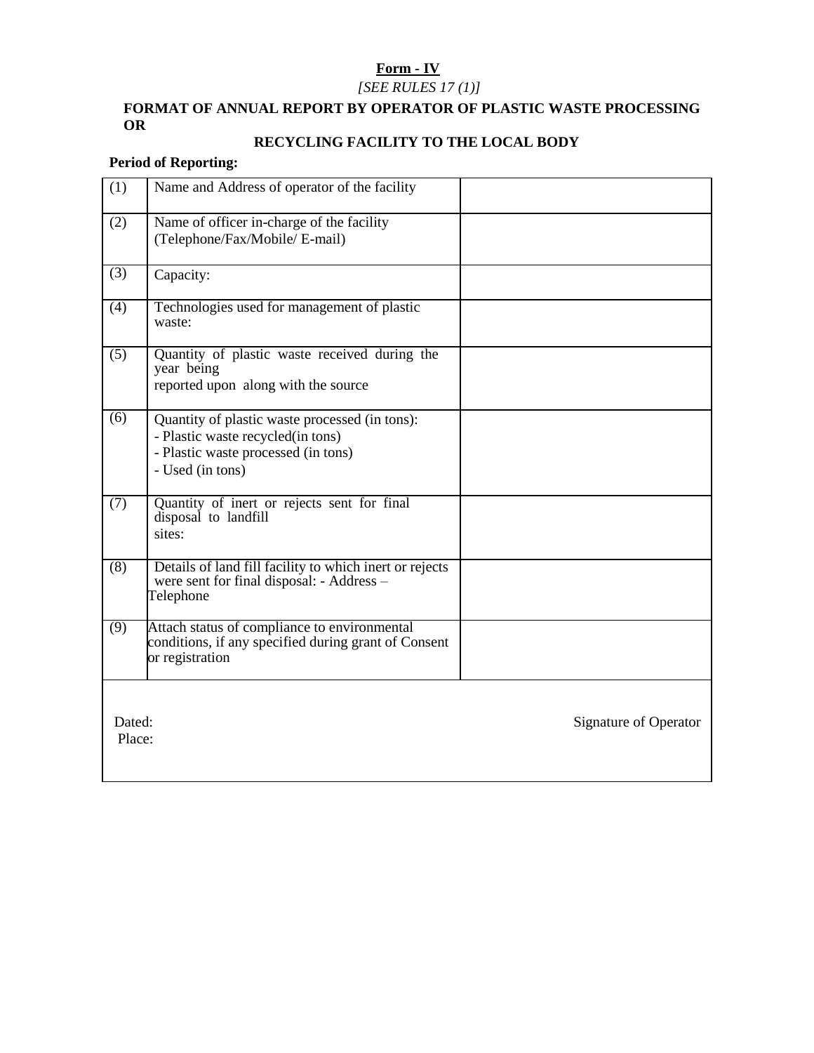**Form - IV**

*[SEE RULES 17 (1)]*

**FORMAT OF ANNUAL REPORT BY OPERATOR OF PLASTIC WASTE PROCESSING OR**

**RECYCLING FACILITY TO THE LOCAL BODY**

**Period of Reporting:**

| | | |
|---|---|---|
| (1) | Name and Address of operator of the facility | |
| (2) | Name of officer in-charge of the facility (Telephone/Fax/Mobile/ E-mail) | |
| (3) | Capacity: | |
| (4) | Technologies used for management of plastic waste: | |
| (5) | Quantity of plastic waste received during the year being reported upon along with the source | |
| (6) | Quantity of plastic waste processed (in tons):<br>- Plastic waste recycled(in tons)<br>- Plastic waste processed (in tons)<br>- Used (in tons) | |
| (7) | Quantity of inert or rejects sent for final disposal to landfill sites: | |
| (8) | Details of land fill facility to which inert or rejects were sent for final disposal: - Address – Telephone | |
| (9) | Attach status of compliance to environmental conditions, if any specified during grant of Consent or registration | |

Dated: Signature of Operator

Place: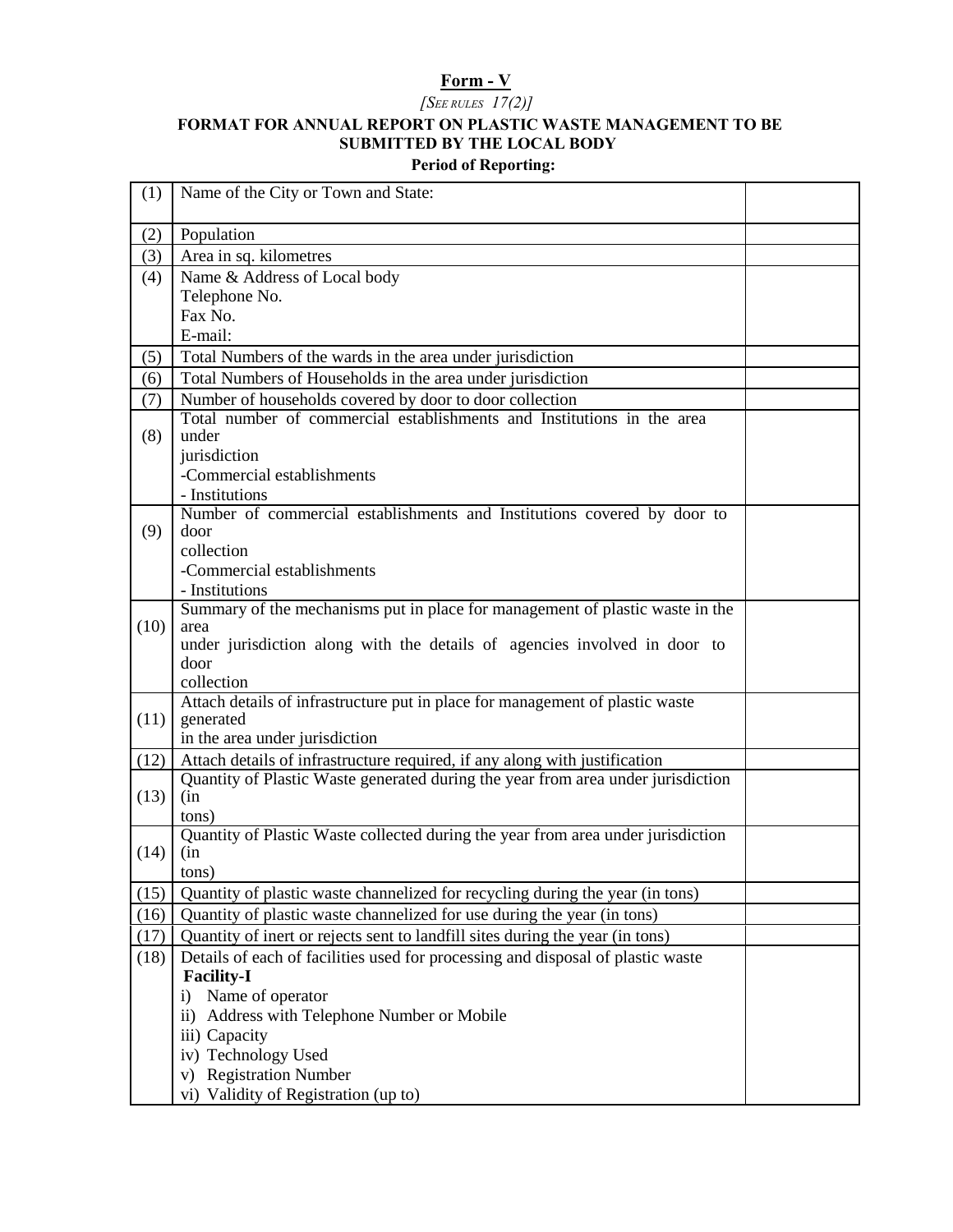## Form - V

*[SEE RULES 17(2)]*

**FORMAT FOR ANNUAL REPORT ON PLASTIC WASTE MANAGEMENT TO BE SUBMITTED BY THE LOCAL BODY**

**Period of Reporting:**

| | | |
|---|---|---|
| (1) | Name of the City or Town and State: | |
| (2) | Population | |
| (3) | Area in sq. kilometres | |
| (4) | Name & Address of Local body<br>Telephone No.<br>Fax No.<br>E-mail: | |
| (5) | Total Numbers of the wards in the area under jurisdiction | |
| (6) | Total Numbers of Households in the area under jurisdiction | |
| (7) | Number of households covered by door to door collection | |
| (8) | Total number of commercial establishments and Institutions in the area under jurisdiction<br>-Commercial establishments<br>- Institutions | |
| (9) | Number of commercial establishments and Institutions covered by door to door collection<br>-Commercial establishments<br>- Institutions | |
| (10) | Summary of the mechanisms put in place for management of plastic waste in the area under jurisdiction along with the details of agencies involved in door to door collection | |
| (11) | Attach details of infrastructure put in place for management of plastic waste generated in the area under jurisdiction | |
| (12) | Attach details of infrastructure required, if any along with justification | |
| (13) | Quantity of Plastic Waste generated during the year from area under jurisdiction (in tons) | |
| (14) | Quantity of Plastic Waste collected during the year from area under jurisdiction (in tons) | |
| (15) | Quantity of plastic waste channelized for recycling during the year (in tons) | |
| (16) | Quantity of plastic waste channelized for use during the year (in tons) | |
| (17) | Quantity of inert or rejects sent to landfill sites during the year (in tons) | |
| (18) | Details of each of facilities used for processing and disposal of plastic waste<br>**Facility-I**<br>i) Name of operator<br>ii) Address with Telephone Number or Mobile<br>iii) Capacity<br>iv) Technology Used<br>v) Registration Number<br>vi) Validity of Registration (up to) | |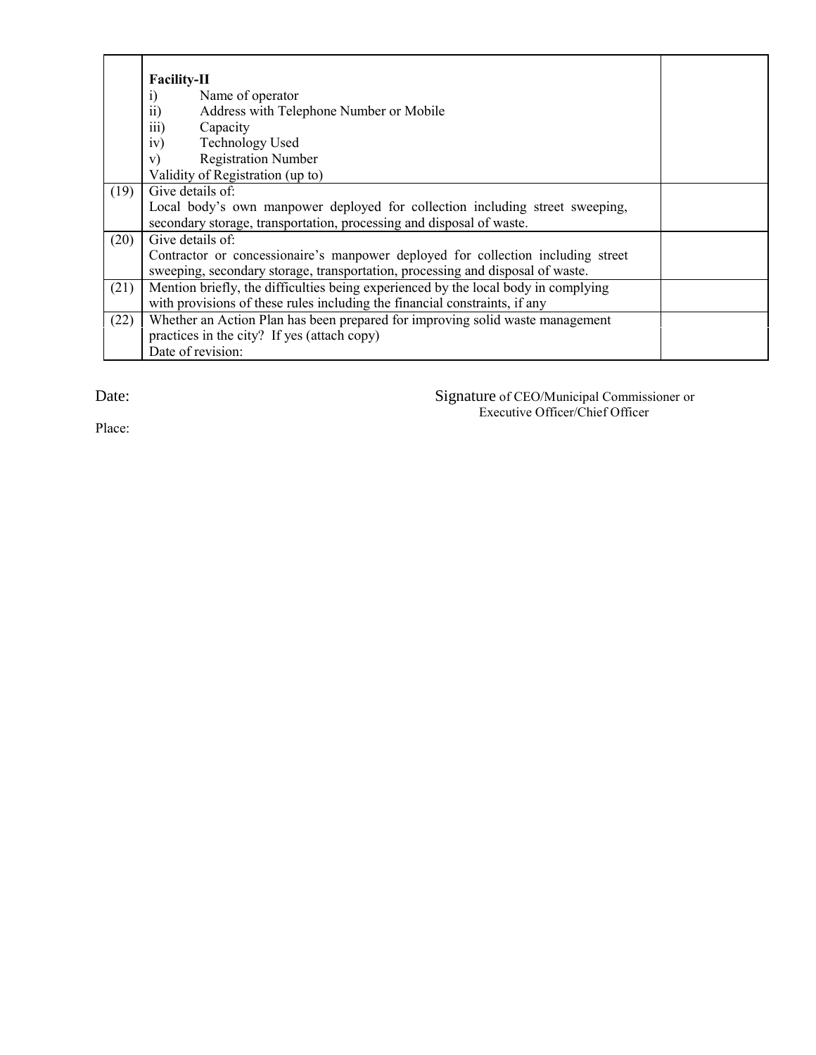|  |  |  |
| --- | --- | --- |
|  | **Facility-II**<br>i) Name of operator<br>ii) Address with Telephone Number or Mobile<br>iii) Capacity<br>iv) Technology Used<br>v) Registration Number<br>Validity of Registration (up to) |  |
| (19) | Give details of:<br>Local body's own manpower deployed for collection including street sweeping, secondary storage, transportation, processing and disposal of waste. |  |
| (20) | Give details of:<br>Contractor or concessionaire's manpower deployed for collection including street sweeping, secondary storage, transportation, processing and disposal of waste. |  |
| (21) | Mention briefly, the difficulties being experienced by the local body in complying with provisions of these rules including the financial constraints, if any |  |
| (22) | Whether an Action Plan has been prepared for improving solid waste management practices in the city? If yes (attach copy)<br>Date of revision: |  |

Date:

Signature of CEO/Municipal Commissioner or Executive Officer/Chief Officer

Place: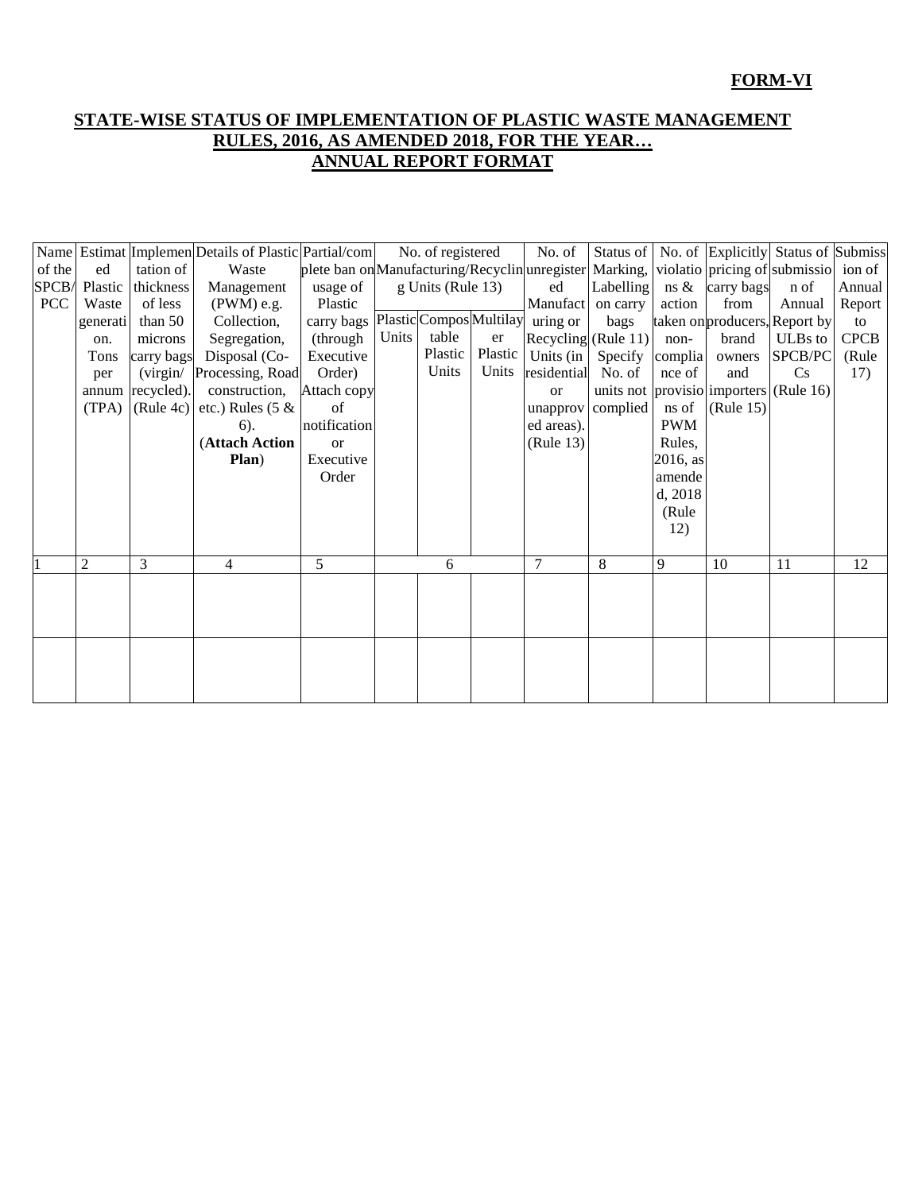**FORM-VI**

**STATE-WISE STATUS OF IMPLEMENTATION OF PLASTIC WASTE MANAGEMENT RULES, 2016, AS AMENDED 2018, FOR THE YEAR… ANNUAL REPORT FORMAT**

| Name of the SPCB/ PCC | Estimated Plastic Waste generation. Tons per annum (TPA) | Implementation of thickness of less than 50 microns carry bags (virgin/ recycled). (Rule 4c) | Details of Plastic Waste Management (PWM) e.g. Collection, Segregation, Disposal (Co-Processing, Road construction, etc.) Rules (5 & 6). (**Attach Action Plan**) | Partial/complete ban on usage of Plastic carry bags (through Executive Order) Attach copy of notification or Executive Order | No. of registered Manufacturing/Recycling Units (Rule 13) | | | No. of unregistered Manufacturing or Recycling Units (in residential or unapproved areas). (Rule 13) | Status of Marking, Labelling on carry bags (Rule 11) Specify No. of units not complied | No. of violations & action taken on non-compliance of provisions of PWM Rules, 2016, as amended, 2018 (Rule 12) | Explicitly pricing of carry bags from producers, brand owners and importers (Rule 15) | Status of submission of Annual Report by ULBs to SPCB/PCCs (Rule 16) | Submission of Annual Report to CPCB (Rule 17) |
|---|---|---|---|---|---|---|---|---|---|---|---|---|---|
| | | | | | Plastic Units | Compostable Plastic Units | Multilayer Plastic Units | | | | | | |
| 1 | 2 | 3 | 4 | 5 | 6 | | | 7 | 8 | 9 | 10 | 11 | 12 |
| | | | | | | | | | | | | | |
| | | | | | | | | | | | | | |